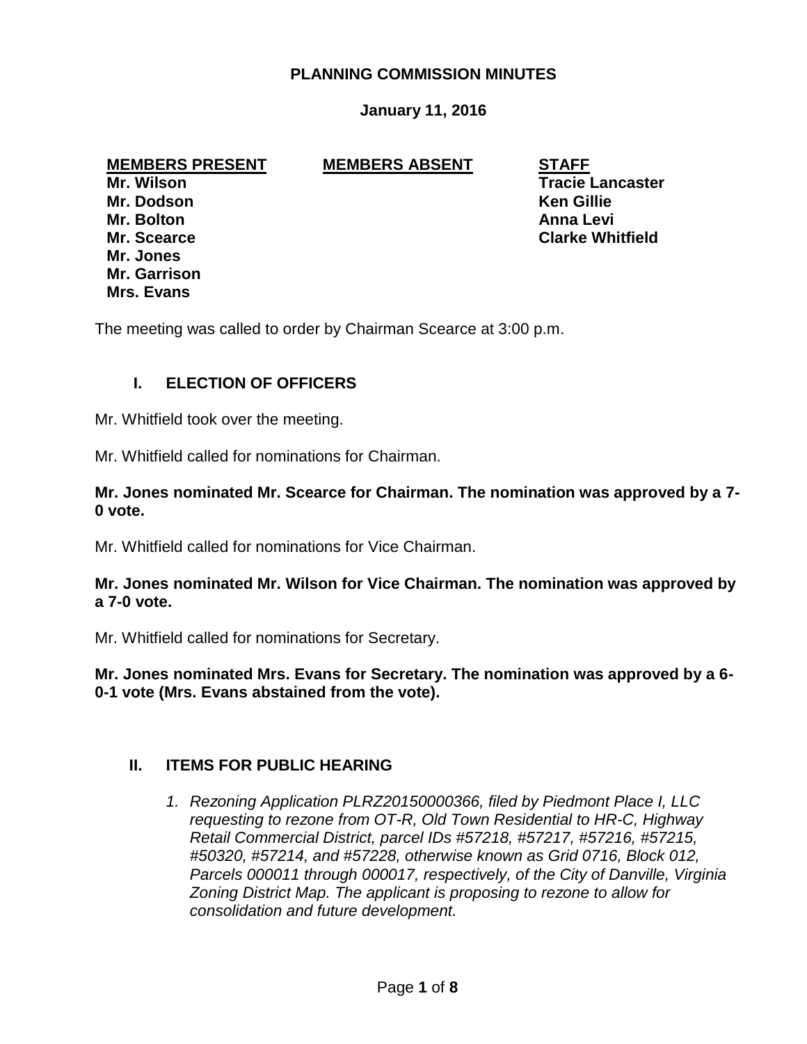# PLANNING COMMISSION MINUTES

**January 11, 2016**

| MEMBERS PRESENT | MEMBERS ABSENT | STAFF |
|---|---|---|
| Mr. Wilson | | Tracie Lancaster |
| Mr. Dodson | | Ken Gillie |
| Mr. Bolton | | Anna Levi |
| Mr. Scearce | | Clarke Whitfield |
| Mr. Jones | | |
| Mr. Garrison | | |
| Mrs. Evans | | |

The meeting was called to order by Chairman Scearce at 3:00 p.m.

## I. ELECTION OF OFFICERS

Mr. Whitfield took over the meeting.

Mr. Whitfield called for nominations for Chairman.

**Mr. Jones nominated Mr. Scearce for Chairman. The nomination was approved by a 7-0 vote.**

Mr. Whitfield called for nominations for Vice Chairman.

**Mr. Jones nominated Mr. Wilson for Vice Chairman. The nomination was approved by a 7-0 vote.**

Mr. Whitfield called for nominations for Secretary.

**Mr. Jones nominated Mrs. Evans for Secretary. The nomination was approved by a 6-0-1 vote (Mrs. Evans abstained from the vote).**

## II. ITEMS FOR PUBLIC HEARING

1. *Rezoning Application PLRZ20150000366, filed by Piedmont Place I, LLC requesting to rezone from OT-R, Old Town Residential to HR-C, Highway Retail Commercial District, parcel IDs #57218, #57217, #57216, #57215, #50320, #57214, and #57228, otherwise known as Grid 0716, Block 012, Parcels 000011 through 000017, respectively, of the City of Danville, Virginia Zoning District Map. The applicant is proposing to rezone to allow for consolidation and future development.*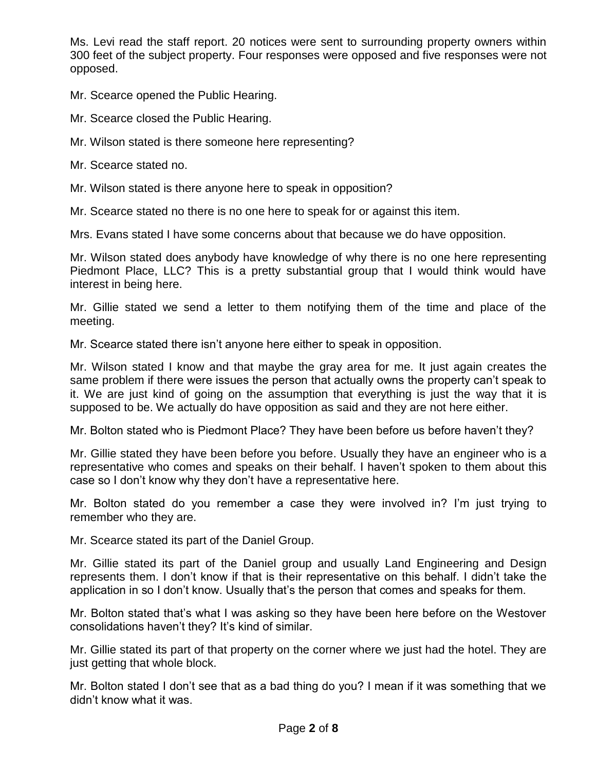Ms. Levi read the staff report. 20 notices were sent to surrounding property owners within 300 feet of the subject property. Four responses were opposed and five responses were not opposed.

Mr. Scearce opened the Public Hearing.

Mr. Scearce closed the Public Hearing.

Mr. Wilson stated is there someone here representing?

Mr. Scearce stated no.

Mr. Wilson stated is there anyone here to speak in opposition?

Mr. Scearce stated no there is no one here to speak for or against this item.

Mrs. Evans stated I have some concerns about that because we do have opposition.

Mr. Wilson stated does anybody have knowledge of why there is no one here representing Piedmont Place, LLC? This is a pretty substantial group that I would think would have interest in being here.

Mr. Gillie stated we send a letter to them notifying them of the time and place of the meeting.

Mr. Scearce stated there isn't anyone here either to speak in opposition.

Mr. Wilson stated I know and that maybe the gray area for me. It just again creates the same problem if there were issues the person that actually owns the property can't speak to it. We are just kind of going on the assumption that everything is just the way that it is supposed to be. We actually do have opposition as said and they are not here either.

Mr. Bolton stated who is Piedmont Place? They have been before us before haven't they?

Mr. Gillie stated they have been before you before. Usually they have an engineer who is a representative who comes and speaks on their behalf. I haven't spoken to them about this case so I don't know why they don't have a representative here.

Mr. Bolton stated do you remember a case they were involved in? I'm just trying to remember who they are.

Mr. Scearce stated its part of the Daniel Group.

Mr. Gillie stated its part of the Daniel group and usually Land Engineering and Design represents them. I don't know if that is their representative on this behalf. I didn't take the application in so I don't know. Usually that's the person that comes and speaks for them.

Mr. Bolton stated that's what I was asking so they have been here before on the Westover consolidations haven't they? It's kind of similar.

Mr. Gillie stated its part of that property on the corner where we just had the hotel. They are just getting that whole block.

Mr. Bolton stated I don't see that as a bad thing do you? I mean if it was something that we didn't know what it was.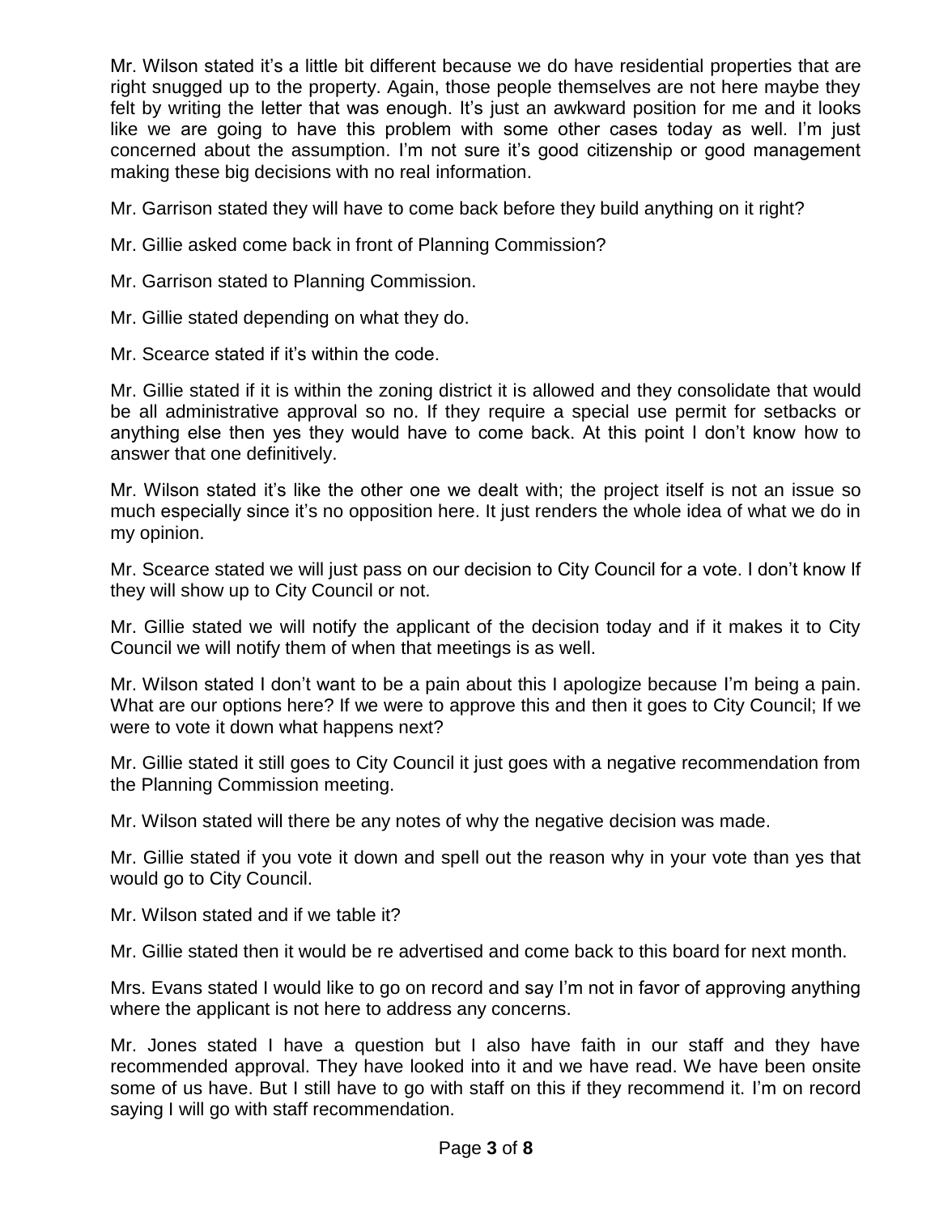Mr. Wilson stated it's a little bit different because we do have residential properties that are right snugged up to the property. Again, those people themselves are not here maybe they felt by writing the letter that was enough. It's just an awkward position for me and it looks like we are going to have this problem with some other cases today as well. I'm just concerned about the assumption. I'm not sure it's good citizenship or good management making these big decisions with no real information.

Mr. Garrison stated they will have to come back before they build anything on it right?

Mr. Gillie asked come back in front of Planning Commission?

Mr. Garrison stated to Planning Commission.

Mr. Gillie stated depending on what they do.

Mr. Scearce stated if it's within the code.

Mr. Gillie stated if it is within the zoning district it is allowed and they consolidate that would be all administrative approval so no. If they require a special use permit for setbacks or anything else then yes they would have to come back. At this point I don't know how to answer that one definitively.

Mr. Wilson stated it's like the other one we dealt with; the project itself is not an issue so much especially since it's no opposition here. It just renders the whole idea of what we do in my opinion.

Mr. Scearce stated we will just pass on our decision to City Council for a vote. I don't know If they will show up to City Council or not.

Mr. Gillie stated we will notify the applicant of the decision today and if it makes it to City Council we will notify them of when that meetings is as well.

Mr. Wilson stated I don't want to be a pain about this I apologize because I'm being a pain. What are our options here? If we were to approve this and then it goes to City Council; If we were to vote it down what happens next?

Mr. Gillie stated it still goes to City Council it just goes with a negative recommendation from the Planning Commission meeting.

Mr. Wilson stated will there be any notes of why the negative decision was made.

Mr. Gillie stated if you vote it down and spell out the reason why in your vote than yes that would go to City Council.

Mr. Wilson stated and if we table it?

Mr. Gillie stated then it would be re advertised and come back to this board for next month.

Mrs. Evans stated I would like to go on record and say I'm not in favor of approving anything where the applicant is not here to address any concerns.

Mr. Jones stated I have a question but I also have faith in our staff and they have recommended approval. They have looked into it and we have read. We have been onsite some of us have. But I still have to go with staff on this if they recommend it. I'm on record saying I will go with staff recommendation.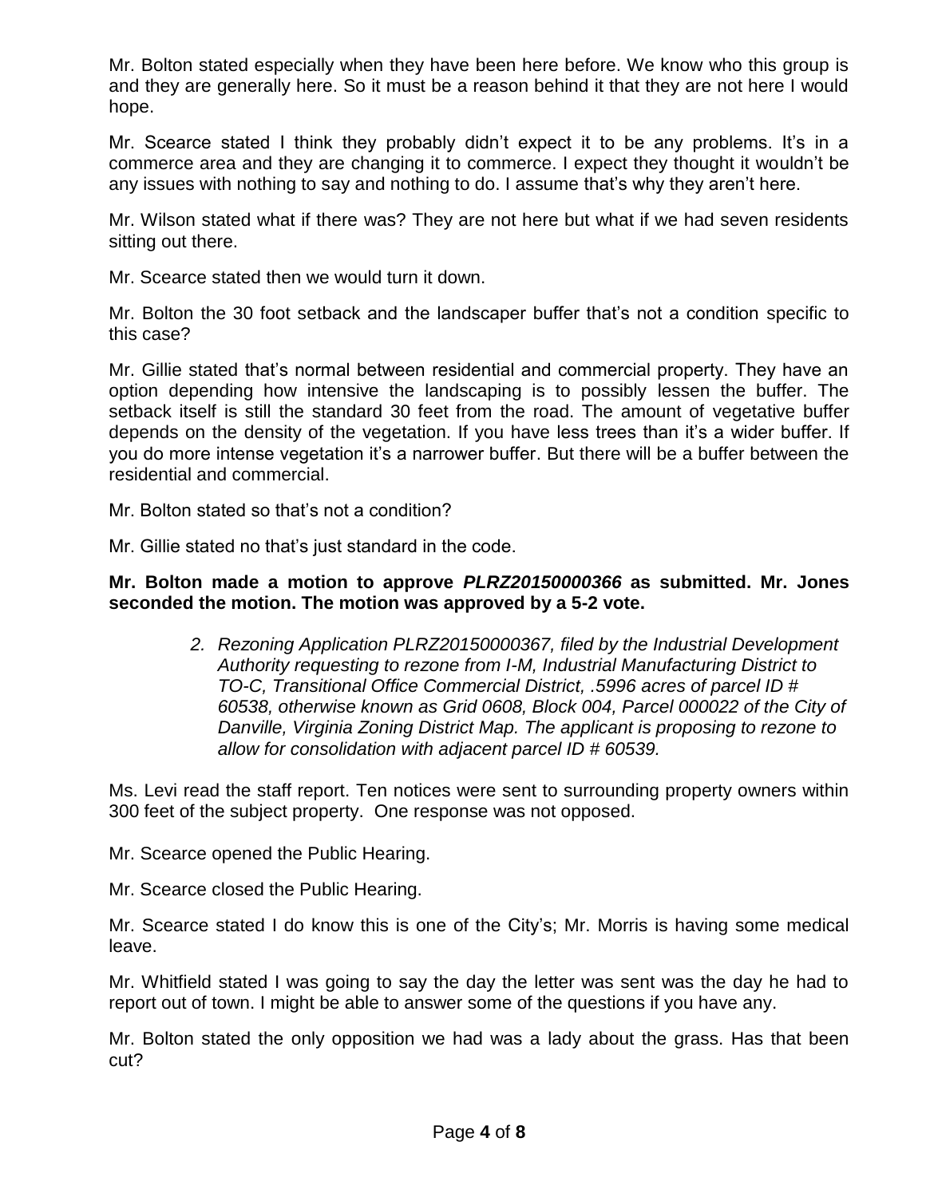Mr. Bolton stated especially when they have been here before. We know who this group is and they are generally here. So it must be a reason behind it that they are not here I would hope.

Mr. Scearce stated I think they probably didn't expect it to be any problems. It's in a commerce area and they are changing it to commerce. I expect they thought it wouldn't be any issues with nothing to say and nothing to do. I assume that's why they aren't here.

Mr. Wilson stated what if there was? They are not here but what if we had seven residents sitting out there.

Mr. Scearce stated then we would turn it down.

Mr. Bolton the 30 foot setback and the landscaper buffer that's not a condition specific to this case?

Mr. Gillie stated that's normal between residential and commercial property. They have an option depending how intensive the landscaping is to possibly lessen the buffer. The setback itself is still the standard 30 feet from the road. The amount of vegetative buffer depends on the density of the vegetation. If you have less trees than it's a wider buffer. If you do more intense vegetation it's a narrower buffer. But there will be a buffer between the residential and commercial.

Mr. Bolton stated so that's not a condition?

Mr. Gillie stated no that's just standard in the code.

**Mr. Bolton made a motion to approve *PLRZ20150000366* as submitted. Mr. Jones seconded the motion. The motion was approved by a 5-2 vote.**

> 2. *Rezoning Application PLRZ20150000367, filed by the Industrial Development Authority requesting to rezone from I-M, Industrial Manufacturing District to TO-C, Transitional Office Commercial District, .5996 acres of parcel ID # 60538, otherwise known as Grid 0608, Block 004, Parcel 000022 of the City of Danville, Virginia Zoning District Map. The applicant is proposing to rezone to allow for consolidation with adjacent parcel ID # 60539.*

Ms. Levi read the staff report. Ten notices were sent to surrounding property owners within 300 feet of the subject property. One response was not opposed.

Mr. Scearce opened the Public Hearing.

Mr. Scearce closed the Public Hearing.

Mr. Scearce stated I do know this is one of the City's; Mr. Morris is having some medical leave.

Mr. Whitfield stated I was going to say the day the letter was sent was the day he had to report out of town. I might be able to answer some of the questions if you have any.

Mr. Bolton stated the only opposition we had was a lady about the grass. Has that been cut?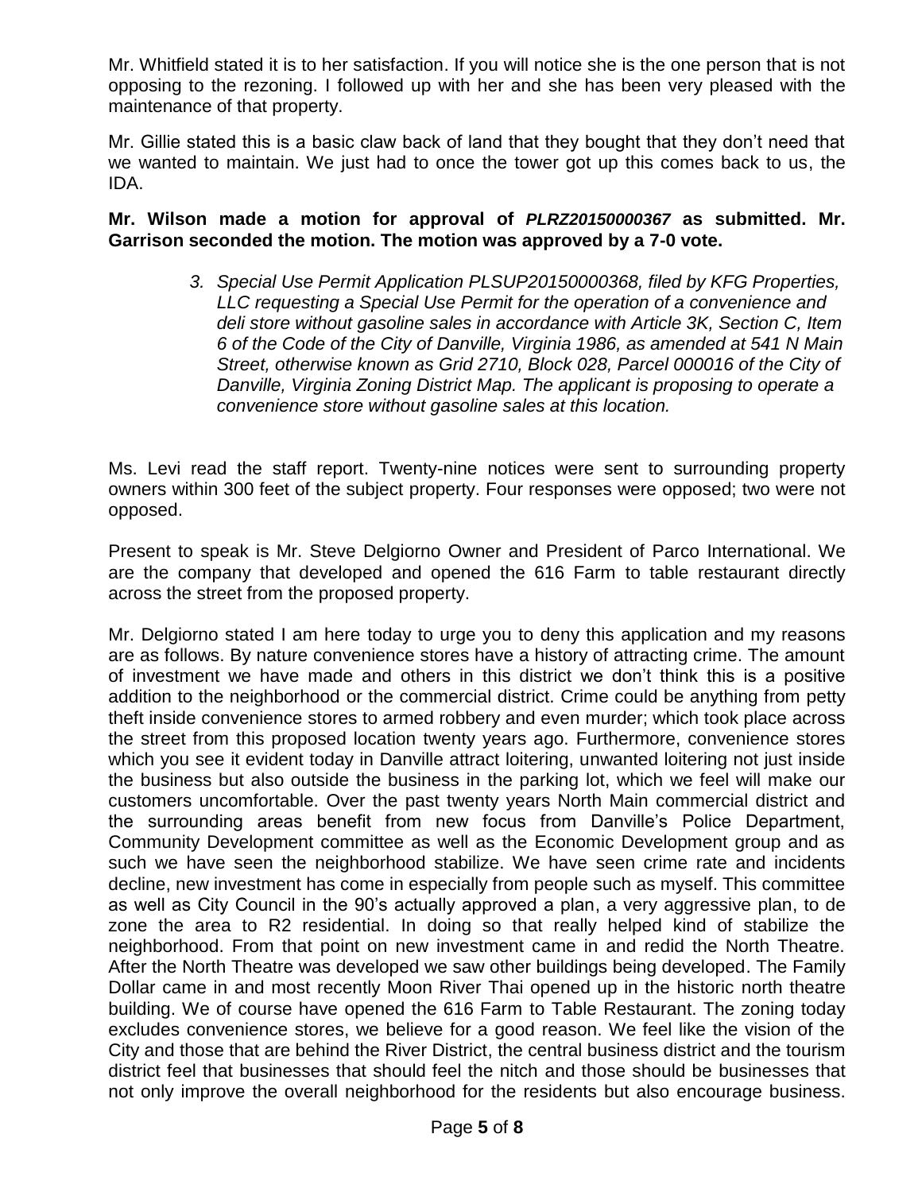Mr. Whitfield stated it is to her satisfaction. If you will notice she is the one person that is not opposing to the rezoning. I followed up with her and she has been very pleased with the maintenance of that property.

Mr. Gillie stated this is a basic claw back of land that they bought that they don't need that we wanted to maintain. We just had to once the tower got up this comes back to us, the IDA.

**Mr. Wilson made a motion for approval of *PLRZ20150000367* as submitted. Mr. Garrison seconded the motion. The motion was approved by a 7-0 vote.**

> 3. *Special Use Permit Application PLSUP20150000368, filed by KFG Properties, LLC requesting a Special Use Permit for the operation of a convenience and deli store without gasoline sales in accordance with Article 3K, Section C, Item 6 of the Code of the City of Danville, Virginia 1986, as amended at 541 N Main Street, otherwise known as Grid 2710, Block 028, Parcel 000016 of the City of Danville, Virginia Zoning District Map. The applicant is proposing to operate a convenience store without gasoline sales at this location.*

Ms. Levi read the staff report. Twenty-nine notices were sent to surrounding property owners within 300 feet of the subject property. Four responses were opposed; two were not opposed.

Present to speak is Mr. Steve Delgiorno Owner and President of Parco International. We are the company that developed and opened the 616 Farm to table restaurant directly across the street from the proposed property.

Mr. Delgiorno stated I am here today to urge you to deny this application and my reasons are as follows. By nature convenience stores have a history of attracting crime. The amount of investment we have made and others in this district we don't think this is a positive addition to the neighborhood or the commercial district. Crime could be anything from petty theft inside convenience stores to armed robbery and even murder; which took place across the street from this proposed location twenty years ago. Furthermore, convenience stores which you see it evident today in Danville attract loitering, unwanted loitering not just inside the business but also outside the business in the parking lot, which we feel will make our customers uncomfortable. Over the past twenty years North Main commercial district and the surrounding areas benefit from new focus from Danville's Police Department, Community Development committee as well as the Economic Development group and as such we have seen the neighborhood stabilize. We have seen crime rate and incidents decline, new investment has come in especially from people such as myself. This committee as well as City Council in the 90's actually approved a plan, a very aggressive plan, to de zone the area to R2 residential. In doing so that really helped kind of stabilize the neighborhood. From that point on new investment came in and redid the North Theatre. After the North Theatre was developed we saw other buildings being developed. The Family Dollar came in and most recently Moon River Thai opened up in the historic north theatre building. We of course have opened the 616 Farm to Table Restaurant. The zoning today excludes convenience stores, we believe for a good reason. We feel like the vision of the City and those that are behind the River District, the central business district and the tourism district feel that businesses that should feel the nitch and those should be businesses that not only improve the overall neighborhood for the residents but also encourage business.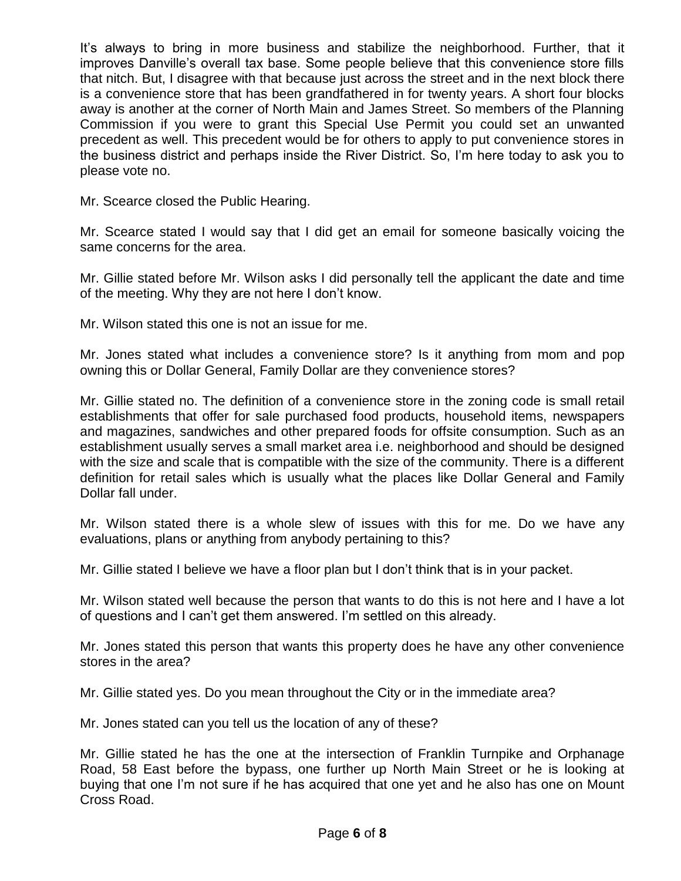It's always to bring in more business and stabilize the neighborhood. Further, that it improves Danville's overall tax base. Some people believe that this convenience store fills that nitch. But, I disagree with that because just across the street and in the next block there is a convenience store that has been grandfathered in for twenty years. A short four blocks away is another at the corner of North Main and James Street. So members of the Planning Commission if you were to grant this Special Use Permit you could set an unwanted precedent as well. This precedent would be for others to apply to put convenience stores in the business district and perhaps inside the River District. So, I'm here today to ask you to please vote no.

Mr. Scearce closed the Public Hearing.

Mr. Scearce stated I would say that I did get an email for someone basically voicing the same concerns for the area.

Mr. Gillie stated before Mr. Wilson asks I did personally tell the applicant the date and time of the meeting. Why they are not here I don't know.

Mr. Wilson stated this one is not an issue for me.

Mr. Jones stated what includes a convenience store? Is it anything from mom and pop owning this or Dollar General, Family Dollar are they convenience stores?

Mr. Gillie stated no. The definition of a convenience store in the zoning code is small retail establishments that offer for sale purchased food products, household items, newspapers and magazines, sandwiches and other prepared foods for offsite consumption. Such as an establishment usually serves a small market area i.e. neighborhood and should be designed with the size and scale that is compatible with the size of the community. There is a different definition for retail sales which is usually what the places like Dollar General and Family Dollar fall under.

Mr. Wilson stated there is a whole slew of issues with this for me. Do we have any evaluations, plans or anything from anybody pertaining to this?

Mr. Gillie stated I believe we have a floor plan but I don't think that is in your packet.

Mr. Wilson stated well because the person that wants to do this is not here and I have a lot of questions and I can't get them answered. I'm settled on this already.

Mr. Jones stated this person that wants this property does he have any other convenience stores in the area?

Mr. Gillie stated yes. Do you mean throughout the City or in the immediate area?

Mr. Jones stated can you tell us the location of any of these?

Mr. Gillie stated he has the one at the intersection of Franklin Turnpike and Orphanage Road, 58 East before the bypass, one further up North Main Street or he is looking at buying that one I'm not sure if he has acquired that one yet and he also has one on Mount Cross Road.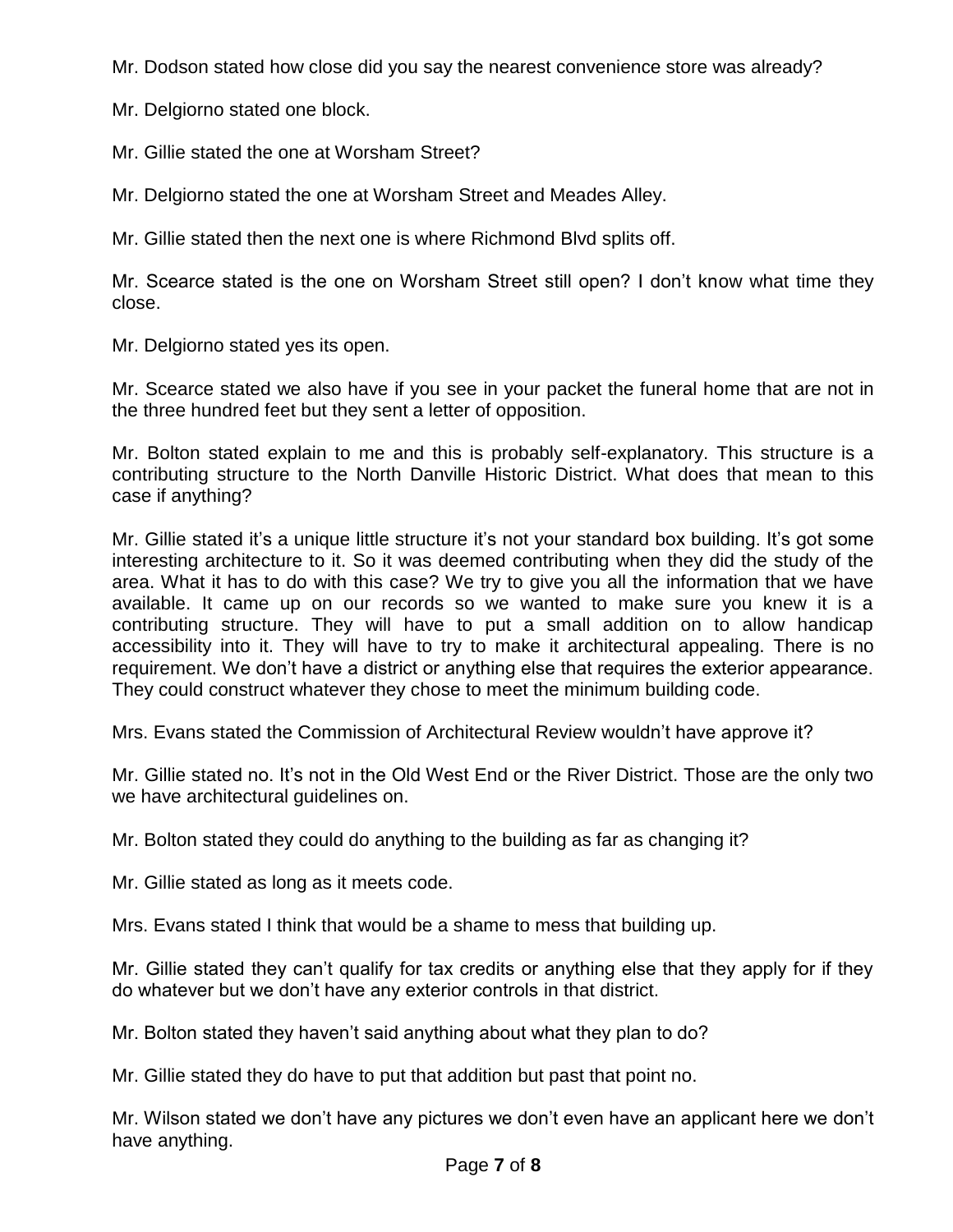Mr. Dodson stated how close did you say the nearest convenience store was already?

Mr. Delgiorno stated one block.

Mr. Gillie stated the one at Worsham Street?

Mr. Delgiorno stated the one at Worsham Street and Meades Alley.

Mr. Gillie stated then the next one is where Richmond Blvd splits off.

Mr. Scearce stated is the one on Worsham Street still open? I don't know what time they close.

Mr. Delgiorno stated yes its open.

Mr. Scearce stated we also have if you see in your packet the funeral home that are not in the three hundred feet but they sent a letter of opposition.

Mr. Bolton stated explain to me and this is probably self-explanatory. This structure is a contributing structure to the North Danville Historic District. What does that mean to this case if anything?

Mr. Gillie stated it's a unique little structure it's not your standard box building. It's got some interesting architecture to it. So it was deemed contributing when they did the study of the area. What it has to do with this case? We try to give you all the information that we have available. It came up on our records so we wanted to make sure you knew it is a contributing structure. They will have to put a small addition on to allow handicap accessibility into it. They will have to try to make it architectural appealing. There is no requirement. We don't have a district or anything else that requires the exterior appearance. They could construct whatever they chose to meet the minimum building code.

Mrs. Evans stated the Commission of Architectural Review wouldn't have approve it?

Mr. Gillie stated no. It's not in the Old West End or the River District. Those are the only two we have architectural guidelines on.

Mr. Bolton stated they could do anything to the building as far as changing it?

Mr. Gillie stated as long as it meets code.

Mrs. Evans stated I think that would be a shame to mess that building up.

Mr. Gillie stated they can't qualify for tax credits or anything else that they apply for if they do whatever but we don't have any exterior controls in that district.

Mr. Bolton stated they haven't said anything about what they plan to do?

Mr. Gillie stated they do have to put that addition but past that point no.

Mr. Wilson stated we don't have any pictures we don't even have an applicant here we don't have anything.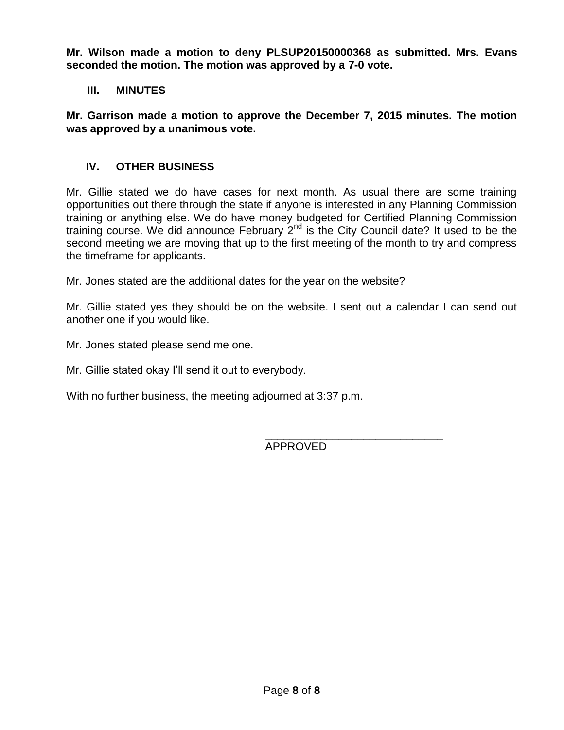**Mr. Wilson made a motion to deny PLSUP20150000368 as submitted. Mrs. Evans seconded the motion. The motion was approved by a 7-0 vote.**

## III. MINUTES

**Mr. Garrison made a motion to approve the December 7, 2015 minutes. The motion was approved by a unanimous vote.**

## IV. OTHER BUSINESS

Mr. Gillie stated we do have cases for next month. As usual there are some training opportunities out there through the state if anyone is interested in any Planning Commission training or anything else. We do have money budgeted for Certified Planning Commission training course. We did announce February 2nd is the City Council date? It used to be the second meeting we are moving that up to the first meeting of the month to try and compress the timeframe for applicants.

Mr. Jones stated are the additional dates for the year on the website?

Mr. Gillie stated yes they should be on the website. I sent out a calendar I can send out another one if you would like.

Mr. Jones stated please send me one.

Mr. Gillie stated okay I'll send it out to everybody.

With no further business, the meeting adjourned at 3:37 p.m.

\_\_\_\_\_\_\_\_\_\_\_\_\_\_\_\_\_\_\_\_\_\_\_\_\_\_\_\_\_\_
APPROVED